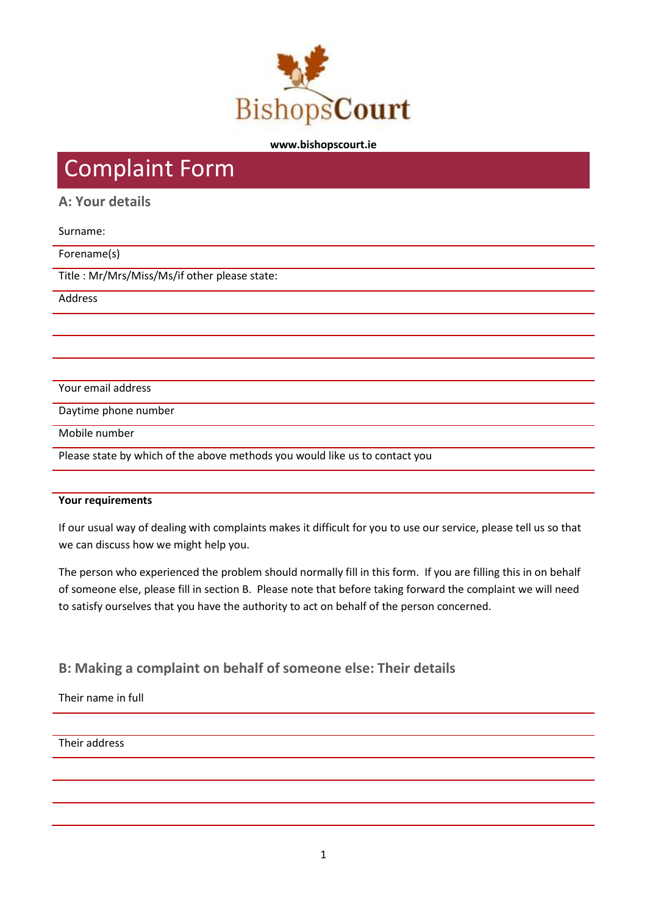BishopsCourt

**www.bishopscourt.ie**

# Complaint Form

## A: Your details

Surname:

Forename(s)

Title : Mr/Mrs/Miss/Ms/if other please state:

Address

Your email address

Daytime phone number

Mobile number

Please state by which of the above methods you would like us to contact you

**Your requirements**

If our usual way of dealing with complaints makes it difficult for you to use our service, please tell us so that we can discuss how we might help you.

The person who experienced the problem should normally fill in this form. If you are filling this in on behalf of someone else, please fill in section B. Please note that before taking forward the complaint we will need to satisfy ourselves that you have the authority to act on behalf of the person concerned.

## B: Making a complaint on behalf of someone else: Their details

Their name in full

Their address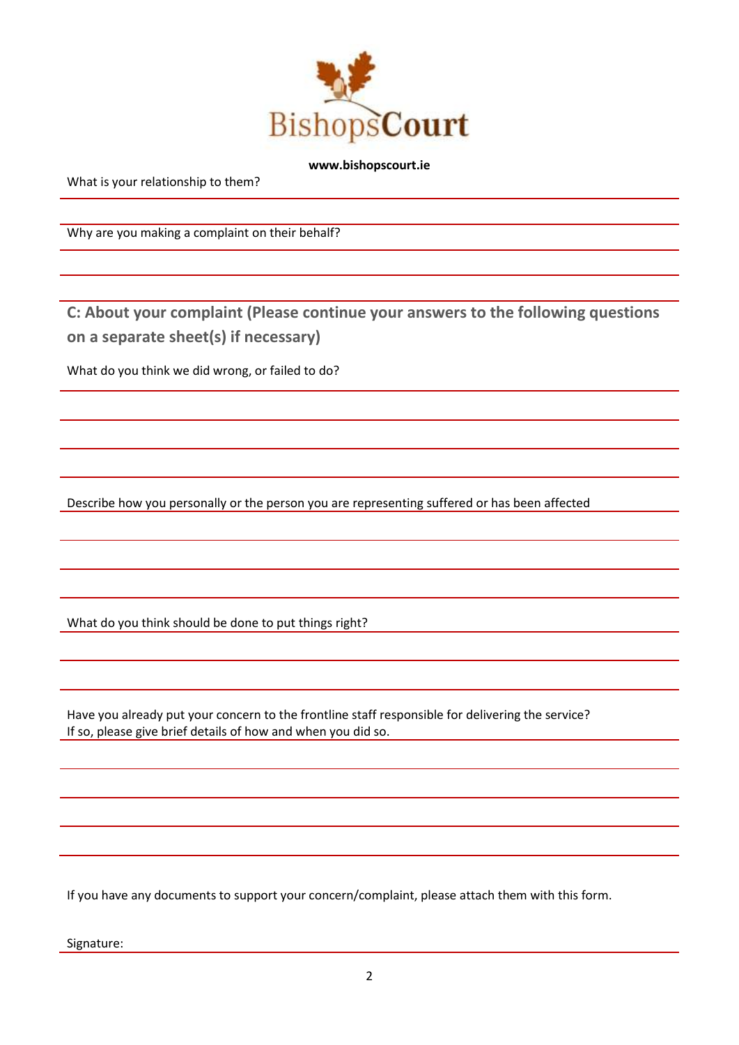**www.bishopscourt.ie**

What is your relationship to them?

Why are you making a complaint on their behalf?

## C: About your complaint (Please continue your answers to the following questions on a separate sheet(s) if necessary)

What do you think we did wrong, or failed to do?

Describe how you personally or the person you are representing suffered or has been affected

What do you think should be done to put things right?

Have you already put your concern to the frontline staff responsible for delivering the service?
If so, please give brief details of how and when you did so.

If you have any documents to support your concern/complaint, please attach them with this form.

Signature: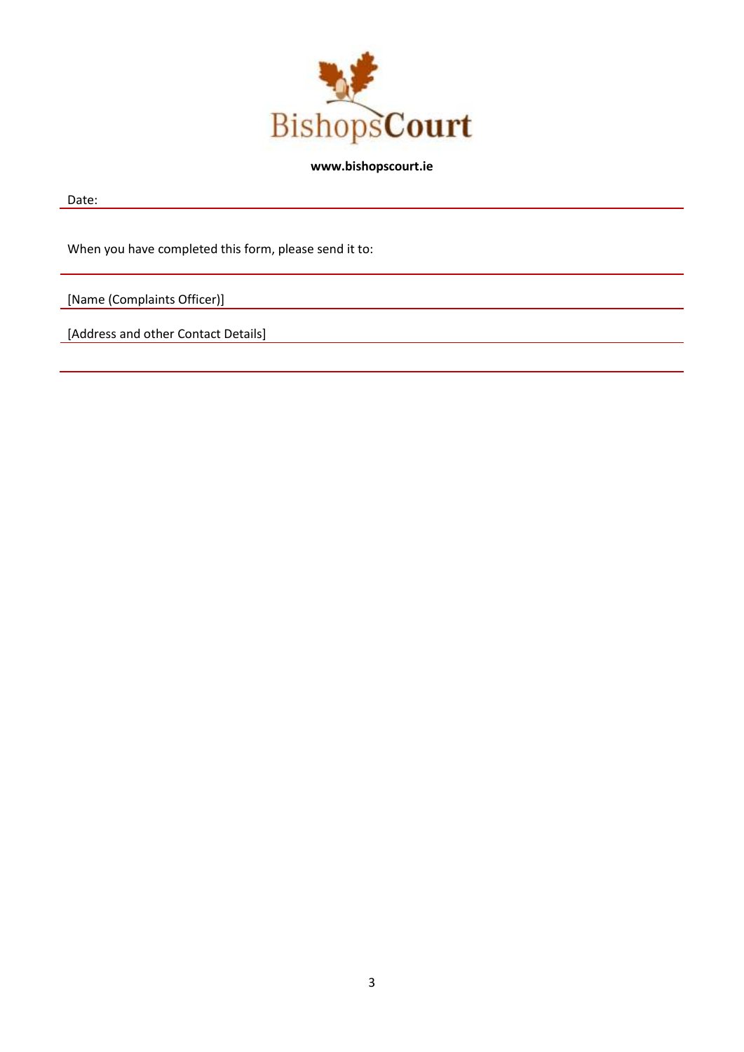BishopsCourt

**www.bishopscourt.ie**

Date:

When you have completed this form, please send it to:

[Name (Complaints Officer)]

[Address and other Contact Details]